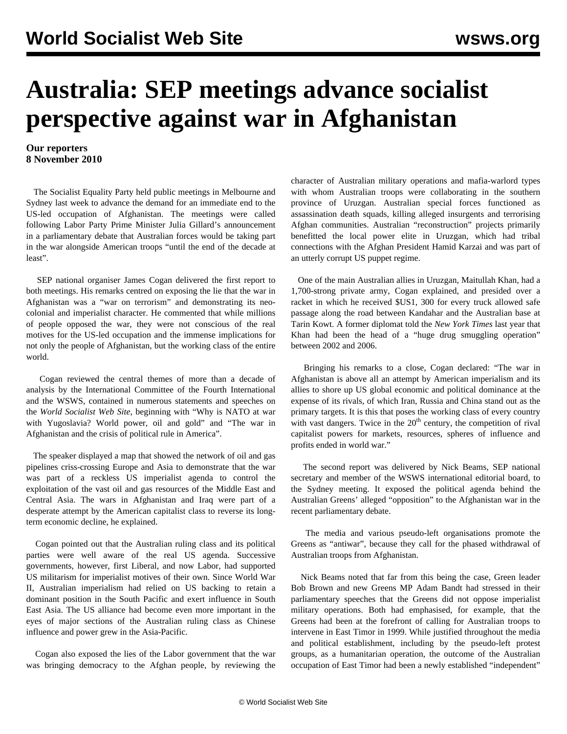# Australia: SEP meetings advance socialist perspective against war in Afghanistan

**Our reporters**
**8 November 2010**

The Socialist Equality Party held public meetings in Melbourne and Sydney last week to advance the demand for an immediate end to the US-led occupation of Afghanistan. The meetings were called following Labor Party Prime Minister Julia Gillard's announcement in a parliamentary debate that Australian forces would be taking part in the war alongside American troops "until the end of the decade at least".

SEP national organiser James Cogan delivered the first report to both meetings. His remarks centred on exposing the lie that the war in Afghanistan was a "war on terrorism" and demonstrating its neo-colonial and imperialist character. He commented that while millions of people opposed the war, they were not conscious of the real motives for the US-led occupation and the immense implications for not only the people of Afghanistan, but the working class of the entire world.

Cogan reviewed the central themes of more than a decade of analysis by the International Committee of the Fourth International and the WSWS, contained in numerous statements and speeches on the *World Socialist Web Site*, beginning with "Why is NATO at war with Yugoslavia? World power, oil and gold" and "The war in Afghanistan and the crisis of political rule in America".

The speaker displayed a map that showed the network of oil and gas pipelines criss-crossing Europe and Asia to demonstrate that the war was part of a reckless US imperialist agenda to control the exploitation of the vast oil and gas resources of the Middle East and Central Asia. The wars in Afghanistan and Iraq were part of a desperate attempt by the American capitalist class to reverse its long-term economic decline, he explained.

Cogan pointed out that the Australian ruling class and its political parties were well aware of the real US agenda. Successive governments, however, first Liberal, and now Labor, had supported US militarism for imperialist motives of their own. Since World War II, Australian imperialism had relied on US backing to retain a dominant position in the South Pacific and exert influence in South East Asia. The US alliance had become even more important in the eyes of major sections of the Australian ruling class as Chinese influence and power grew in the Asia-Pacific.

Cogan also exposed the lies of the Labor government that the war was bringing democracy to the Afghan people, by reviewing the character of Australian military operations and mafia-warlord types with whom Australian troops were collaborating in the southern province of Uruzgan. Australian special forces functioned as assassination death squads, killing alleged insurgents and terrorising Afghan communities. Australian "reconstruction" projects primarily benefitted the local power elite in Uruzgan, which had tribal connections with the Afghan President Hamid Karzai and was part of an utterly corrupt US puppet regime.

One of the main Australian allies in Uruzgan, Maitullah Khan, had a 1,700-strong private army, Cogan explained, and presided over a racket in which he received $US1, 300 for every truck allowed safe passage along the road between Kandahar and the Australian base at Tarin Kowt. A former diplomat told the *New York Times* last year that Khan had been the head of a "huge drug smuggling operation" between 2002 and 2006.

Bringing his remarks to a close, Cogan declared: "The war in Afghanistan is above all an attempt by American imperialism and its allies to shore up US global economic and political dominance at the expense of its rivals, of which Iran, Russia and China stand out as the primary targets. It is this that poses the working class of every country with vast dangers. Twice in the 20th century, the competition of rival capitalist powers for markets, resources, spheres of influence and profits ended in world war."

The second report was delivered by Nick Beams, SEP national secretary and member of the WSWS international editorial board, to the Sydney meeting. It exposed the political agenda behind the Australian Greens' alleged "opposition" to the Afghanistan war in the recent parliamentary debate.

The media and various pseudo-left organisations promote the Greens as "antiwar", because they call for the phased withdrawal of Australian troops from Afghanistan.

Nick Beams noted that far from this being the case, Green leader Bob Brown and new Greens MP Adam Bandt had stressed in their parliamentary speeches that the Greens did not oppose imperialist military operations. Both had emphasised, for example, that the Greens had been at the forefront of calling for Australian troops to intervene in East Timor in 1999. While justified throughout the media and political establishment, including by the pseudo-left protest groups, as a humanitarian operation, the outcome of the Australian occupation of East Timor had been a newly established "independent"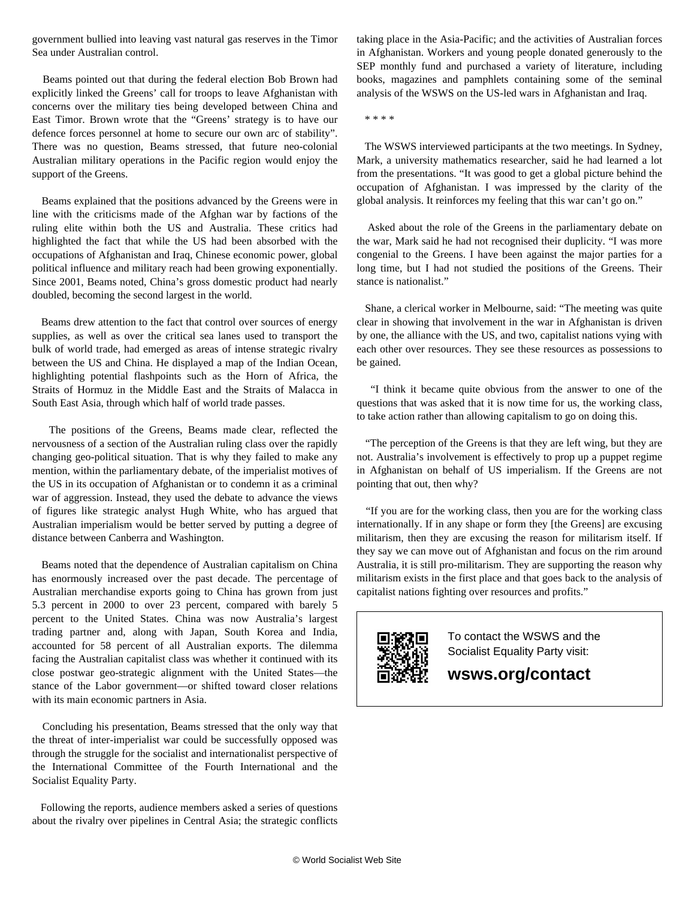government bullied into leaving vast natural gas reserves in the Timor Sea under Australian control.

Beams pointed out that during the federal election Bob Brown had explicitly linked the Greens' call for troops to leave Afghanistan with concerns over the military ties being developed between China and East Timor. Brown wrote that the "Greens' strategy is to have our defence forces personnel at home to secure our own arc of stability". There was no question, Beams stressed, that future neo-colonial Australian military operations in the Pacific region would enjoy the support of the Greens.

Beams explained that the positions advanced by the Greens were in line with the criticisms made of the Afghan war by factions of the ruling elite within both the US and Australia. These critics had highlighted the fact that while the US had been absorbed with the occupations of Afghanistan and Iraq, Chinese economic power, global political influence and military reach had been growing exponentially. Since 2001, Beams noted, China's gross domestic product had nearly doubled, becoming the second largest in the world.

Beams drew attention to the fact that control over sources of energy supplies, as well as over the critical sea lanes used to transport the bulk of world trade, had emerged as areas of intense strategic rivalry between the US and China. He displayed a map of the Indian Ocean, highlighting potential flashpoints such as the Horn of Africa, the Straits of Hormuz in the Middle East and the Straits of Malacca in South East Asia, through which half of world trade passes.

The positions of the Greens, Beams made clear, reflected the nervousness of a section of the Australian ruling class over the rapidly changing geo-political situation. That is why they failed to make any mention, within the parliamentary debate, of the imperialist motives of the US in its occupation of Afghanistan or to condemn it as a criminal war of aggression. Instead, they used the debate to advance the views of figures like strategic analyst Hugh White, who has argued that Australian imperialism would be better served by putting a degree of distance between Canberra and Washington.

Beams noted that the dependence of Australian capitalism on China has enormously increased over the past decade. The percentage of Australian merchandise exports going to China has grown from just 5.3 percent in 2000 to over 23 percent, compared with barely 5 percent to the United States. China was now Australia's largest trading partner and, along with Japan, South Korea and India, accounted for 58 percent of all Australian exports. The dilemma facing the Australian capitalist class was whether it continued with its close postwar geo-strategic alignment with the United States—the stance of the Labor government—or shifted toward closer relations with its main economic partners in Asia.

Concluding his presentation, Beams stressed that the only way that the threat of inter-imperialist war could be successfully opposed was through the struggle for the socialist and internationalist perspective of the International Committee of the Fourth International and the Socialist Equality Party.

Following the reports, audience members asked a series of questions about the rivalry over pipelines in Central Asia; the strategic conflicts taking place in the Asia-Pacific; and the activities of Australian forces in Afghanistan. Workers and young people donated generously to the SEP monthly fund and purchased a variety of literature, including books, magazines and pamphlets containing some of the seminal analysis of the WSWS on the US-led wars in Afghanistan and Iraq.

* * * *

The WSWS interviewed participants at the two meetings. In Sydney, Mark, a university mathematics researcher, said he had learned a lot from the presentations. "It was good to get a global picture behind the occupation of Afghanistan. I was impressed by the clarity of the global analysis. It reinforces my feeling that this war can't go on."

Asked about the role of the Greens in the parliamentary debate on the war, Mark said he had not recognised their duplicity. "I was more congenial to the Greens. I have been against the major parties for a long time, but I had not studied the positions of the Greens. Their stance is nationalist."

Shane, a clerical worker in Melbourne, said: "The meeting was quite clear in showing that involvement in the war in Afghanistan is driven by one, the alliance with the US, and two, capitalist nations vying with each other over resources. They see these resources as possessions to be gained.

"I think it became quite obvious from the answer to one of the questions that was asked that it is now time for us, the working class, to take action rather than allowing capitalism to go on doing this.

"The perception of the Greens is that they are left wing, but they are not. Australia's involvement is effectively to prop up a puppet regime in Afghanistan on behalf of US imperialism. If the Greens are not pointing that out, then why?

"If you are for the working class, then you are for the working class internationally. If in any shape or form they [the Greens] are excusing militarism, then they are excusing the reason for militarism itself. If they say we can move out of Afghanistan and focus on the rim around Australia, it is still pro-militarism. They are supporting the reason why militarism exists in the first place and that goes back to the analysis of capitalist nations fighting over resources and profits."

To contact the WSWS and the Socialist Equality Party visit:

**wsws.org/contact**